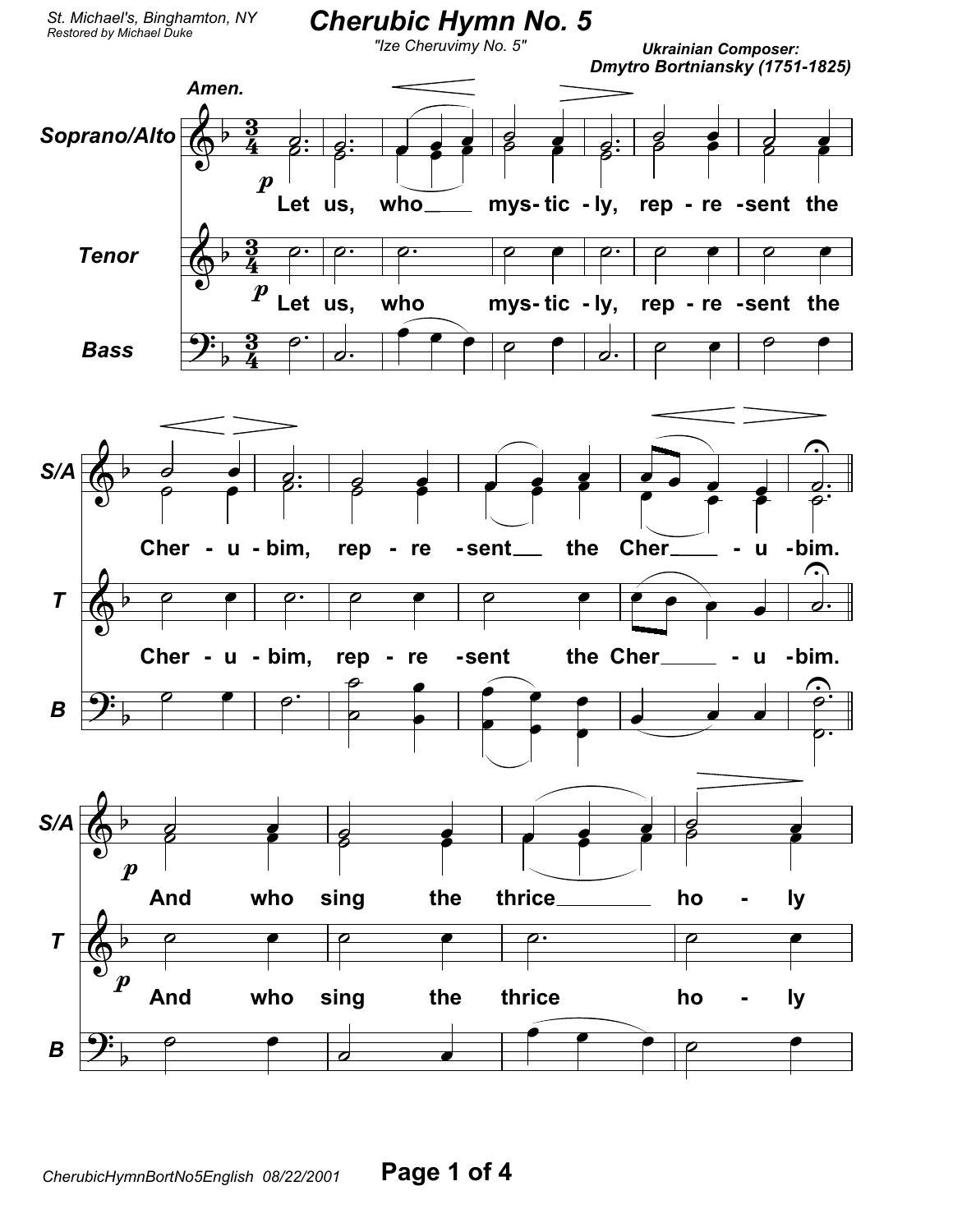St. Michael's, Binghamton, NY
Restored by Michael Duke

# Cherubic Hymn No. 5

"Ize Cheruvimy No. 5"

**Ukrainian Composer: Dmytro Bortniansky (1751-1825)**

Amen.

Soprano/Alto, Tenor, Bass

*p* Let us, who mys-tic-ly, rep-re-sent the Cher-u-bim, rep-re-sent the Cher-u-bim.

*p* And who sing the thrice ho-ly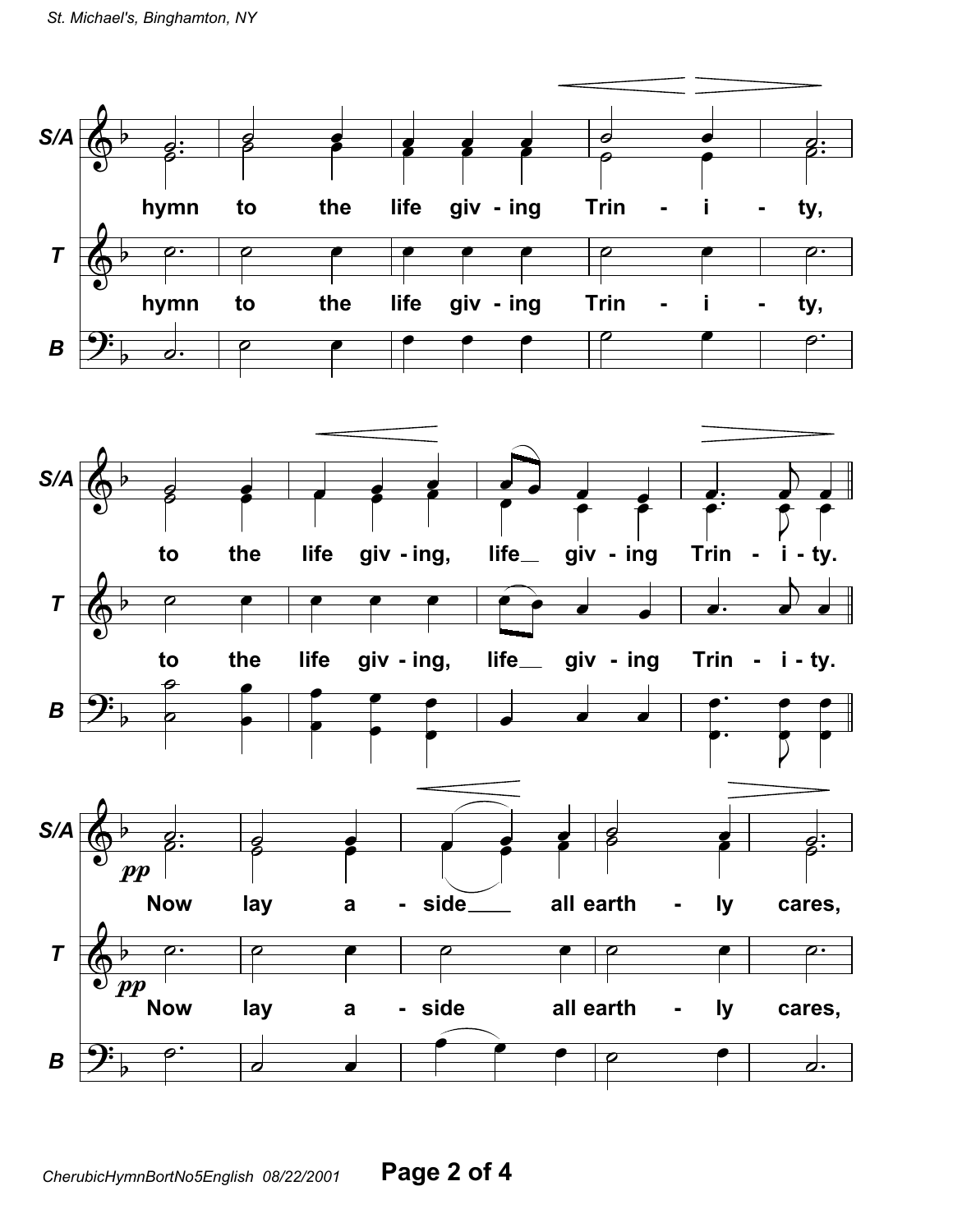S/A

hymn to the life giv - ing Trin - i - ty,

T

hymn to the life giv - ing Trin - i - ty,

B

S/A

to the life giv - ing, life__ giv - ing Trin - i - ty.

T

to the life giv - ing, life__ giv - ing Trin - i - ty.

B

S/A

*pp*

Now lay a - side____ all earth - ly cares,

T

*pp*

Now lay a - side all earth - ly cares,

B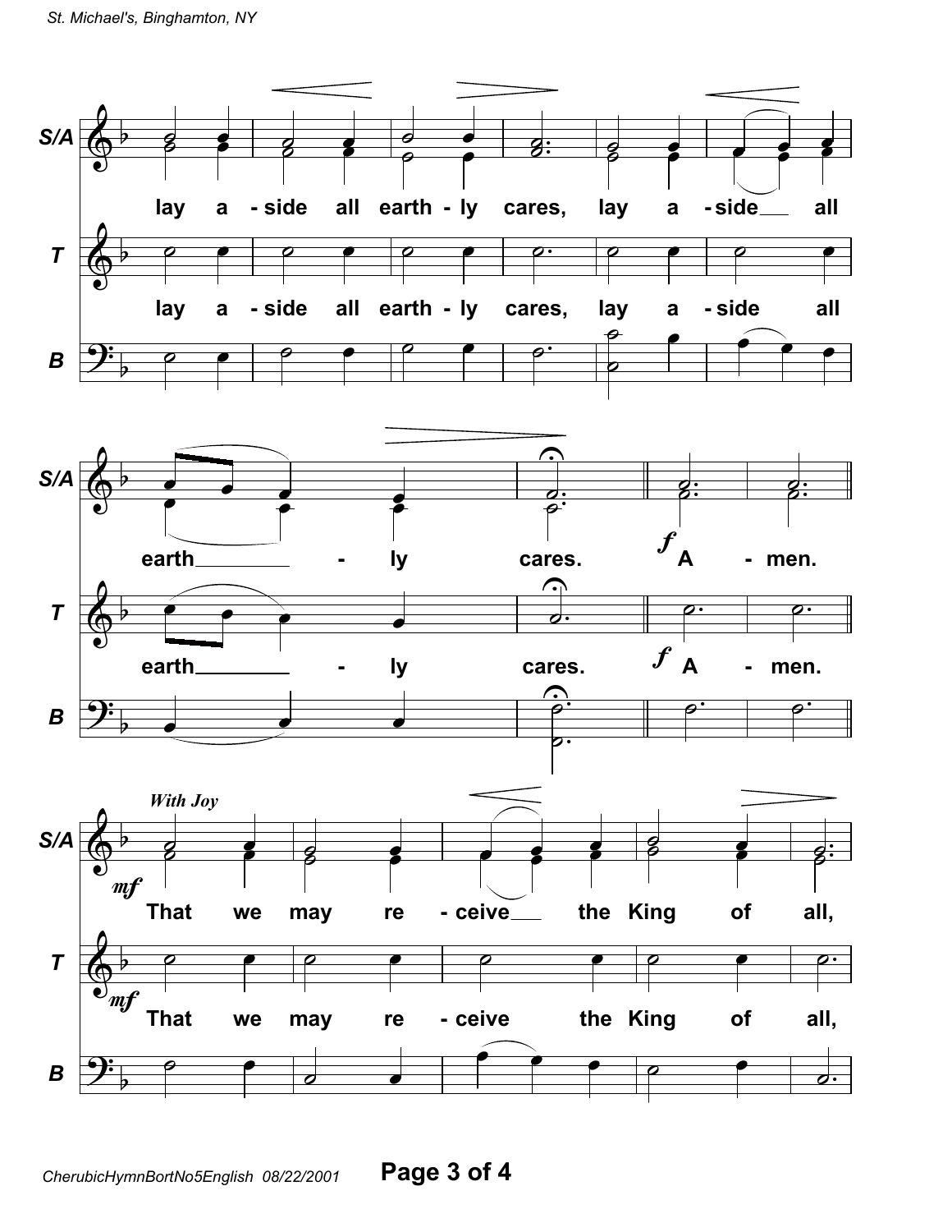S/A

lay a - side all earth - ly cares, lay a - side all

T

lay a - side all earth - ly cares, lay a - side all

B

S/A

earth - ly cares. *f* A - men.

T

earth - ly cares. *f* A - men.

B

*With Joy*

S/A

*mf* That we may re - ceive the King of all,

T

*mf* That we may re - ceive the King of all,

B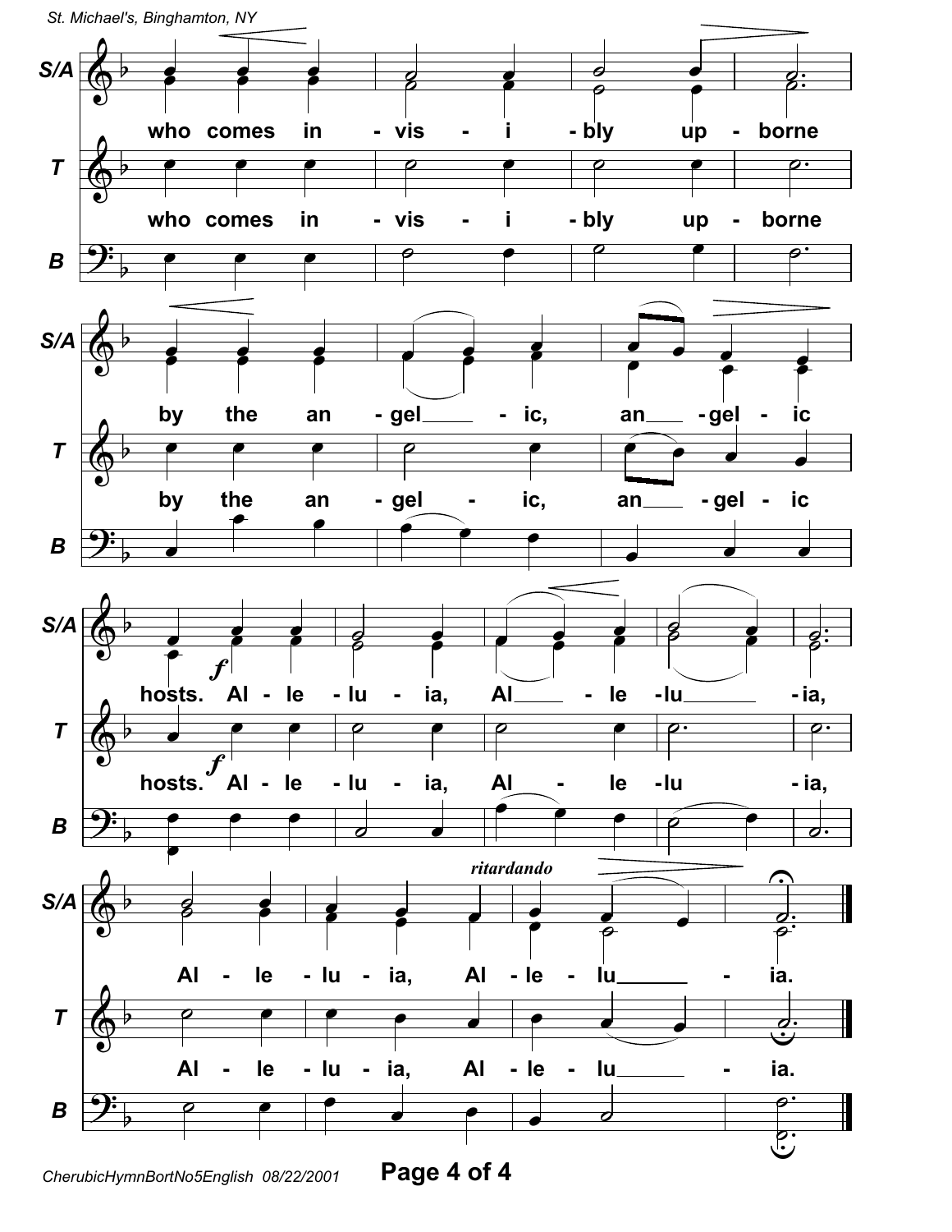who comes in - vis - i - bly up - borne

by the an - gel - ic, an - gel - ic

hosts. Al - le - lu - ia, Al - le - lu - ia,

*ritardando*

Al - le - lu - ia, Al - le - lu - ia.